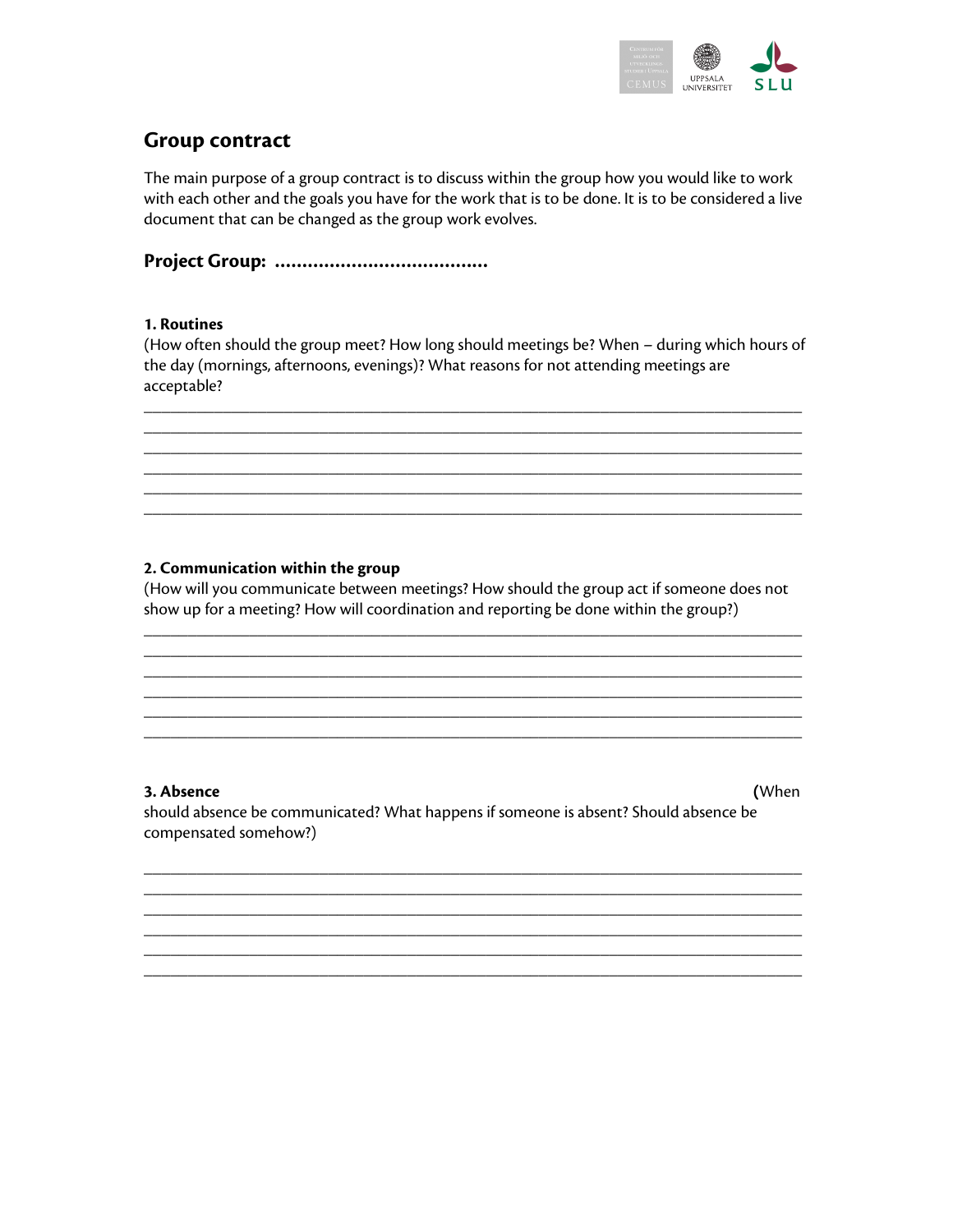# Group contract

The main purpose of a group contract is to discuss within the group how you would like to work with each other and the goals you have for the work that is to be done. It is to be considered a live document that can be changed as the group work evolves.

## Project Group: ......................................

### 1. Routines

(How often should the group meet? How long should meetings be? When – during which hours of the day (mornings, afternoons, evenings)? What reasons for not attending meetings are acceptable?

______________________________________________________________________________
______________________________________________________________________________
______________________________________________________________________________
______________________________________________________________________________
______________________________________________________________________________
______________________________________________________________________________

### 2. Communication within the group

(How will you communicate between meetings? How should the group act if someone does not show up for a meeting? How will coordination and reporting be done within the group?)

______________________________________________________________________________
______________________________________________________________________________
______________________________________________________________________________
______________________________________________________________________________
______________________________________________________________________________
______________________________________________________________________________

### 3. Absence

(When should absence be communicated? What happens if someone is absent? Should absence be compensated somehow?)

______________________________________________________________________________
______________________________________________________________________________
______________________________________________________________________________
______________________________________________________________________________
______________________________________________________________________________
______________________________________________________________________________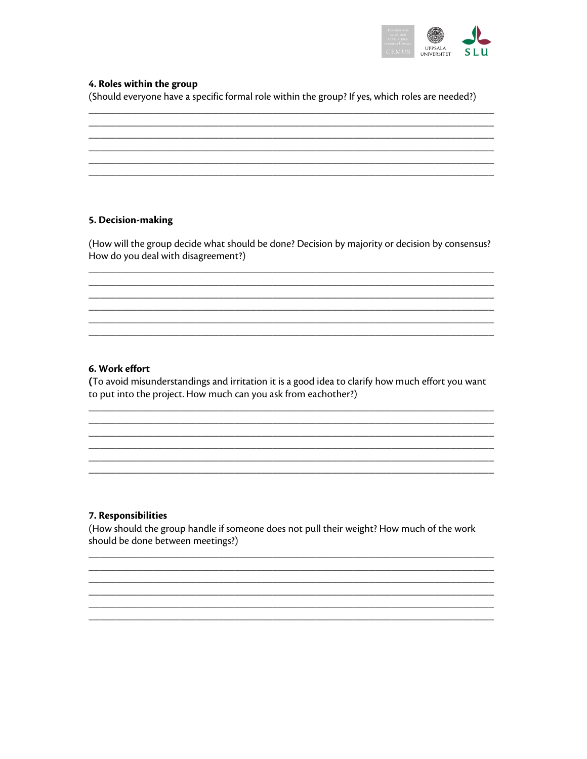### 4. Roles within the group

(Should everyone have a specific formal role within the group? If yes, which roles are needed?)

________________________________________________________________________________
________________________________________________________________________________
________________________________________________________________________________
________________________________________________________________________________
________________________________________________________________________________
________________________________________________________________________________

### 5. Decision-making

(How will the group decide what should be done? Decision by majority or decision by consensus? How do you deal with disagreement?)

________________________________________________________________________________
________________________________________________________________________________
________________________________________________________________________________
________________________________________________________________________________
________________________________________________________________________________
________________________________________________________________________________

### 6. Work effort

**(**To avoid misunderstandings and irritation it is a good idea to clarify how much effort you want to put into the project. How much can you ask from eachother?)

________________________________________________________________________________
________________________________________________________________________________
________________________________________________________________________________
________________________________________________________________________________
________________________________________________________________________________
________________________________________________________________________________

### 7. Responsibilities

(How should the group handle if someone does not pull their weight? How much of the work should be done between meetings?)

________________________________________________________________________________
________________________________________________________________________________
________________________________________________________________________________
________________________________________________________________________________
________________________________________________________________________________
________________________________________________________________________________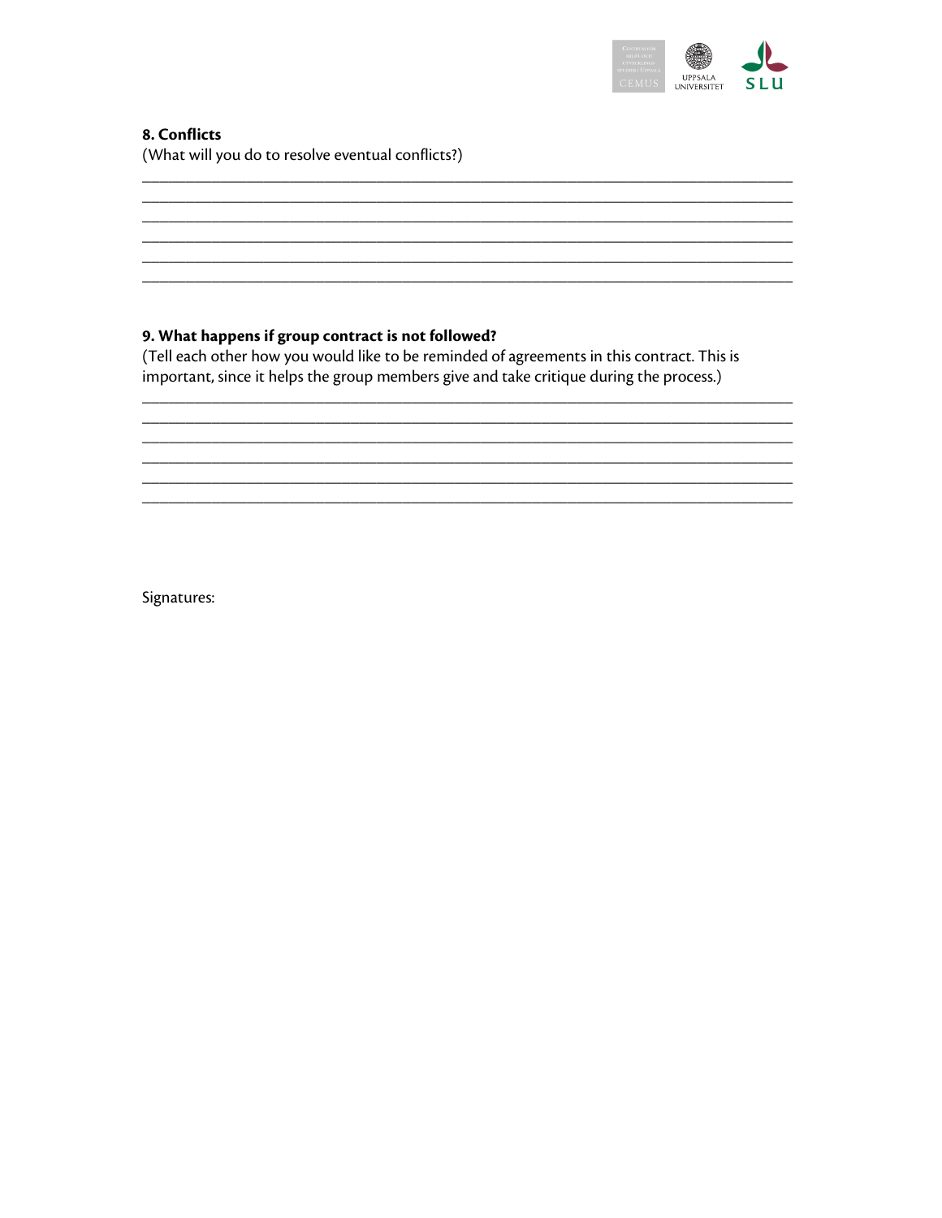### 8. Conflicts

(What will you do to resolve eventual conflicts?)

______________________________________________________________________________
______________________________________________________________________________
______________________________________________________________________________
______________________________________________________________________________
______________________________________________________________________________
______________________________________________________________________________

### 9. What happens if group contract is not followed?

(Tell each other how you would like to be reminded of agreements in this contract. This is important, since it helps the group members give and take critique during the process.)

______________________________________________________________________________
______________________________________________________________________________
______________________________________________________________________________
______________________________________________________________________________
______________________________________________________________________________
______________________________________________________________________________

Signatures: